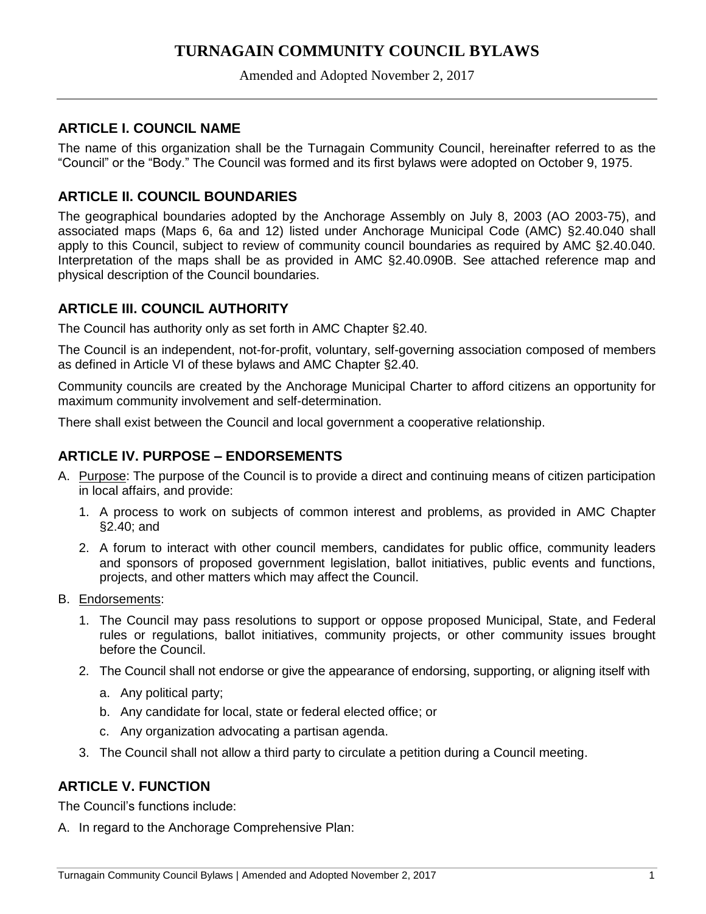# TURNAGAIN COMMUNITY COUNCIL BYLAWS

Amended and Adopted November 2, 2017

## ARTICLE I. COUNCIL NAME

The name of this organization shall be the Turnagain Community Council, hereinafter referred to as the "Council" or the "Body." The Council was formed and its first bylaws were adopted on October 9, 1975.

## ARTICLE II. COUNCIL BOUNDARIES

The geographical boundaries adopted by the Anchorage Assembly on July 8, 2003 (AO 2003-75), and associated maps (Maps 6, 6a and 12) listed under Anchorage Municipal Code (AMC) §2.40.040 shall apply to this Council, subject to review of community council boundaries as required by AMC §2.40.040. Interpretation of the maps shall be as provided in AMC §2.40.090B. See attached reference map and physical description of the Council boundaries.

## ARTICLE III. COUNCIL AUTHORITY

The Council has authority only as set forth in AMC Chapter §2.40.

The Council is an independent, not-for-profit, voluntary, self-governing association composed of members as defined in Article VI of these bylaws and AMC Chapter §2.40.

Community councils are created by the Anchorage Municipal Charter to afford citizens an opportunity for maximum community involvement and self-determination.

There shall exist between the Council and local government a cooperative relationship.

## ARTICLE IV. PURPOSE – ENDORSEMENTS

A. Purpose: The purpose of the Council is to provide a direct and continuing means of citizen participation in local affairs, and provide:

   1. A process to work on subjects of common interest and problems, as provided in AMC Chapter §2.40; and

   2. A forum to interact with other council members, candidates for public office, community leaders and sponsors of proposed government legislation, ballot initiatives, public events and functions, projects, and other matters which may affect the Council.

B. Endorsements:

   1. The Council may pass resolutions to support or oppose proposed Municipal, State, and Federal rules or regulations, ballot initiatives, community projects, or other community issues brought before the Council.

   2. The Council shall not endorse or give the appearance of endorsing, supporting, or aligning itself with

      a. Any political party;

      b. Any candidate for local, state or federal elected office; or

      c. Any organization advocating a partisan agenda.

   3. The Council shall not allow a third party to circulate a petition during a Council meeting.

## ARTICLE V. FUNCTION

The Council's functions include:

A. In regard to the Anchorage Comprehensive Plan: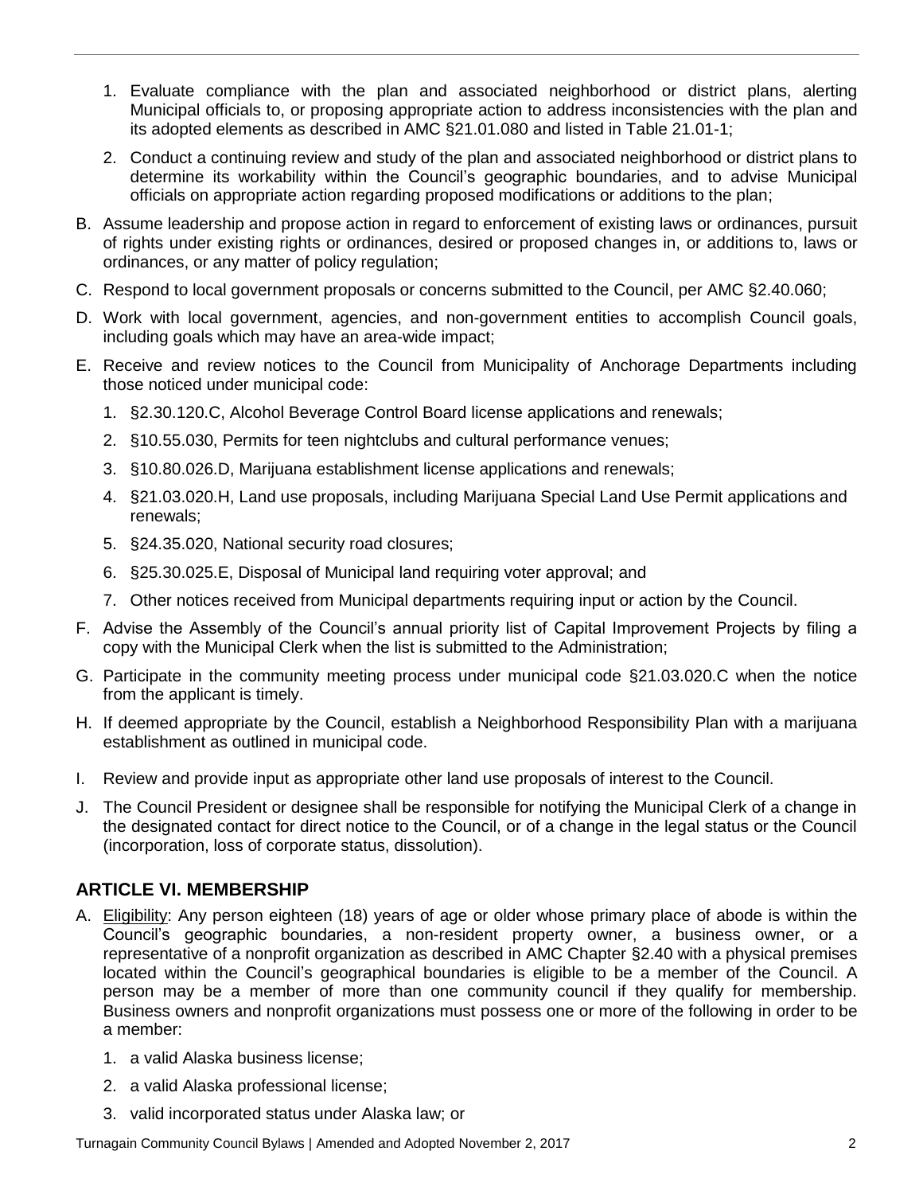1. Evaluate compliance with the plan and associated neighborhood or district plans, alerting Municipal officials to, or proposing appropriate action to address inconsistencies with the plan and its adopted elements as described in AMC §21.01.080 and listed in Table 21.01-1;
2. Conduct a continuing review and study of the plan and associated neighborhood or district plans to determine its workability within the Council's geographic boundaries, and to advise Municipal officials on appropriate action regarding proposed modifications or additions to the plan;

B. Assume leadership and propose action in regard to enforcement of existing laws or ordinances, pursuit of rights under existing rights or ordinances, desired or proposed changes in, or additions to, laws or ordinances, or any matter of policy regulation;

C. Respond to local government proposals or concerns submitted to the Council, per AMC §2.40.060;

D. Work with local government, agencies, and non-government entities to accomplish Council goals, including goals which may have an area-wide impact;

E. Receive and review notices to the Council from Municipality of Anchorage Departments including those noticed under municipal code:

1. §2.30.120.C, Alcohol Beverage Control Board license applications and renewals;
2. §10.55.030, Permits for teen nightclubs and cultural performance venues;
3. §10.80.026.D, Marijuana establishment license applications and renewals;
4. §21.03.020.H, Land use proposals, including Marijuana Special Land Use Permit applications and renewals;
5. §24.35.020, National security road closures;
6. §25.30.025.E, Disposal of Municipal land requiring voter approval; and
7. Other notices received from Municipal departments requiring input or action by the Council.

F. Advise the Assembly of the Council's annual priority list of Capital Improvement Projects by filing a copy with the Municipal Clerk when the list is submitted to the Administration;

G. Participate in the community meeting process under municipal code §21.03.020.C when the notice from the applicant is timely.

H. If deemed appropriate by the Council, establish a Neighborhood Responsibility Plan with a marijuana establishment as outlined in municipal code.

I. Review and provide input as appropriate other land use proposals of interest to the Council.

J. The Council President or designee shall be responsible for notifying the Municipal Clerk of a change in the designated contact for direct notice to the Council, or of a change in the legal status or the Council (incorporation, loss of corporate status, dissolution).

## ARTICLE VI. MEMBERSHIP

A. <u>Eligibility</u>: Any person eighteen (18) years of age or older whose primary place of abode is within the Council's geographic boundaries, a non-resident property owner, a business owner, or a representative of a nonprofit organization as described in AMC Chapter §2.40 with a physical premises located within the Council's geographical boundaries is eligible to be a member of the Council. A person may be a member of more than one community council if they qualify for membership. Business owners and nonprofit organizations must possess one or more of the following in order to be a member:

1. a valid Alaska business license;
2. a valid Alaska professional license;
3. valid incorporated status under Alaska law; or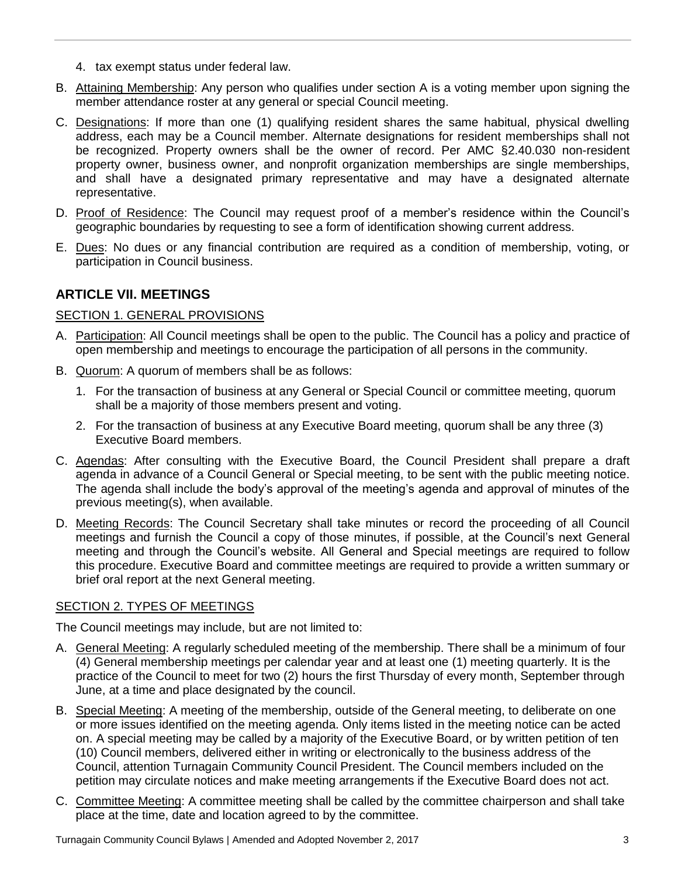4. tax exempt status under federal law.

B. Attaining Membership: Any person who qualifies under section A is a voting member upon signing the member attendance roster at any general or special Council meeting.

C. Designations: If more than one (1) qualifying resident shares the same habitual, physical dwelling address, each may be a Council member. Alternate designations for resident memberships shall not be recognized. Property owners shall be the owner of record. Per AMC §2.40.030 non-resident property owner, business owner, and nonprofit organization memberships are single memberships, and shall have a designated primary representative and may have a designated alternate representative.

D. Proof of Residence: The Council may request proof of a member's residence within the Council's geographic boundaries by requesting to see a form of identification showing current address.

E. Dues: No dues or any financial contribution are required as a condition of membership, voting, or participation in Council business.

## ARTICLE VII. MEETINGS

### SECTION 1. GENERAL PROVISIONS

A. Participation: All Council meetings shall be open to the public. The Council has a policy and practice of open membership and meetings to encourage the participation of all persons in the community.

B. Quorum: A quorum of members shall be as follows:

   1. For the transaction of business at any General or Special Council or committee meeting, quorum shall be a majority of those members present and voting.
   2. For the transaction of business at any Executive Board meeting, quorum shall be any three (3) Executive Board members.

C. Agendas: After consulting with the Executive Board, the Council President shall prepare a draft agenda in advance of a Council General or Special meeting, to be sent with the public meeting notice. The agenda shall include the body's approval of the meeting's agenda and approval of minutes of the previous meeting(s), when available.

D. Meeting Records: The Council Secretary shall take minutes or record the proceeding of all Council meetings and furnish the Council a copy of those minutes, if possible, at the Council's next General meeting and through the Council's website. All General and Special meetings are required to follow this procedure. Executive Board and committee meetings are required to provide a written summary or brief oral report at the next General meeting.

### SECTION 2. TYPES OF MEETINGS

The Council meetings may include, but are not limited to:

A. General Meeting: A regularly scheduled meeting of the membership. There shall be a minimum of four (4) General membership meetings per calendar year and at least one (1) meeting quarterly. It is the practice of the Council to meet for two (2) hours the first Thursday of every month, September through June, at a time and place designated by the council.

B. Special Meeting: A meeting of the membership, outside of the General meeting, to deliberate on one or more issues identified on the meeting agenda. Only items listed in the meeting notice can be acted on. A special meeting may be called by a majority of the Executive Board, or by written petition of ten (10) Council members, delivered either in writing or electronically to the business address of the Council, attention Turnagain Community Council President. The Council members included on the petition may circulate notices and make meeting arrangements if the Executive Board does not act.

C. Committee Meeting: A committee meeting shall be called by the committee chairperson and shall take place at the time, date and location agreed to by the committee.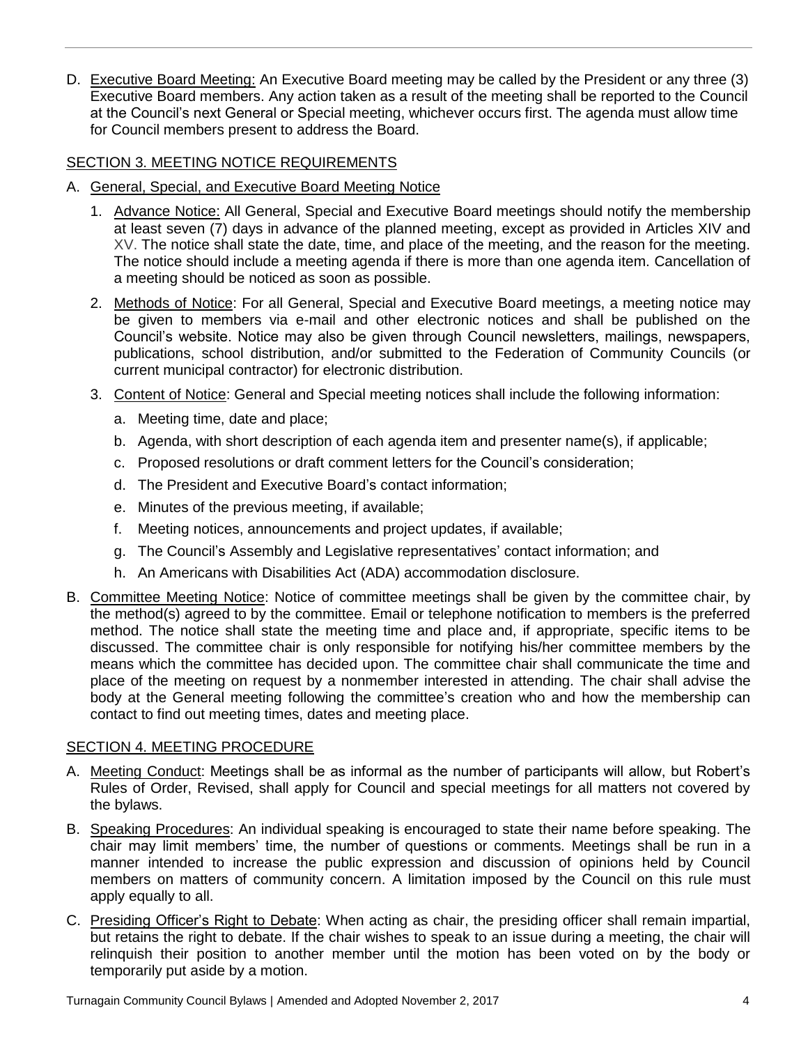D. Executive Board Meeting: An Executive Board meeting may be called by the President or any three (3) Executive Board members. Any action taken as a result of the meeting shall be reported to the Council at the Council's next General or Special meeting, whichever occurs first. The agenda must allow time for Council members present to address the Board.

## SECTION 3. MEETING NOTICE REQUIREMENTS

A. General, Special, and Executive Board Meeting Notice

1. Advance Notice: All General, Special and Executive Board meetings should notify the membership at least seven (7) days in advance of the planned meeting, except as provided in Articles XIV and XV. The notice shall state the date, time, and place of the meeting, and the reason for the meeting. The notice should include a meeting agenda if there is more than one agenda item. Cancellation of a meeting should be noticed as soon as possible.

2. Methods of Notice: For all General, Special and Executive Board meetings, a meeting notice may be given to members via e-mail and other electronic notices and shall be published on the Council's website. Notice may also be given through Council newsletters, mailings, newspapers, publications, school distribution, and/or submitted to the Federation of Community Councils (or current municipal contractor) for electronic distribution.

3. Content of Notice: General and Special meeting notices shall include the following information:

   a. Meeting time, date and place;

   b. Agenda, with short description of each agenda item and presenter name(s), if applicable;

   c. Proposed resolutions or draft comment letters for the Council's consideration;

   d. The President and Executive Board's contact information;

   e. Minutes of the previous meeting, if available;

   f. Meeting notices, announcements and project updates, if available;

   g. The Council's Assembly and Legislative representatives' contact information; and

   h. An Americans with Disabilities Act (ADA) accommodation disclosure.

B. Committee Meeting Notice: Notice of committee meetings shall be given by the committee chair, by the method(s) agreed to by the committee. Email or telephone notification to members is the preferred method. The notice shall state the meeting time and place and, if appropriate, specific items to be discussed. The committee chair is only responsible for notifying his/her committee members by the means which the committee has decided upon. The committee chair shall communicate the time and place of the meeting on request by a nonmember interested in attending. The chair shall advise the body at the General meeting following the committee's creation who and how the membership can contact to find out meeting times, dates and meeting place.

## SECTION 4. MEETING PROCEDURE

A. Meeting Conduct: Meetings shall be as informal as the number of participants will allow, but Robert's Rules of Order, Revised, shall apply for Council and special meetings for all matters not covered by the bylaws.

B. Speaking Procedures: An individual speaking is encouraged to state their name before speaking. The chair may limit members' time, the number of questions or comments. Meetings shall be run in a manner intended to increase the public expression and discussion of opinions held by Council members on matters of community concern. A limitation imposed by the Council on this rule must apply equally to all.

C. Presiding Officer's Right to Debate: When acting as chair, the presiding officer shall remain impartial, but retains the right to debate. If the chair wishes to speak to an issue during a meeting, the chair will relinquish their position to another member until the motion has been voted on by the body or temporarily put aside by a motion.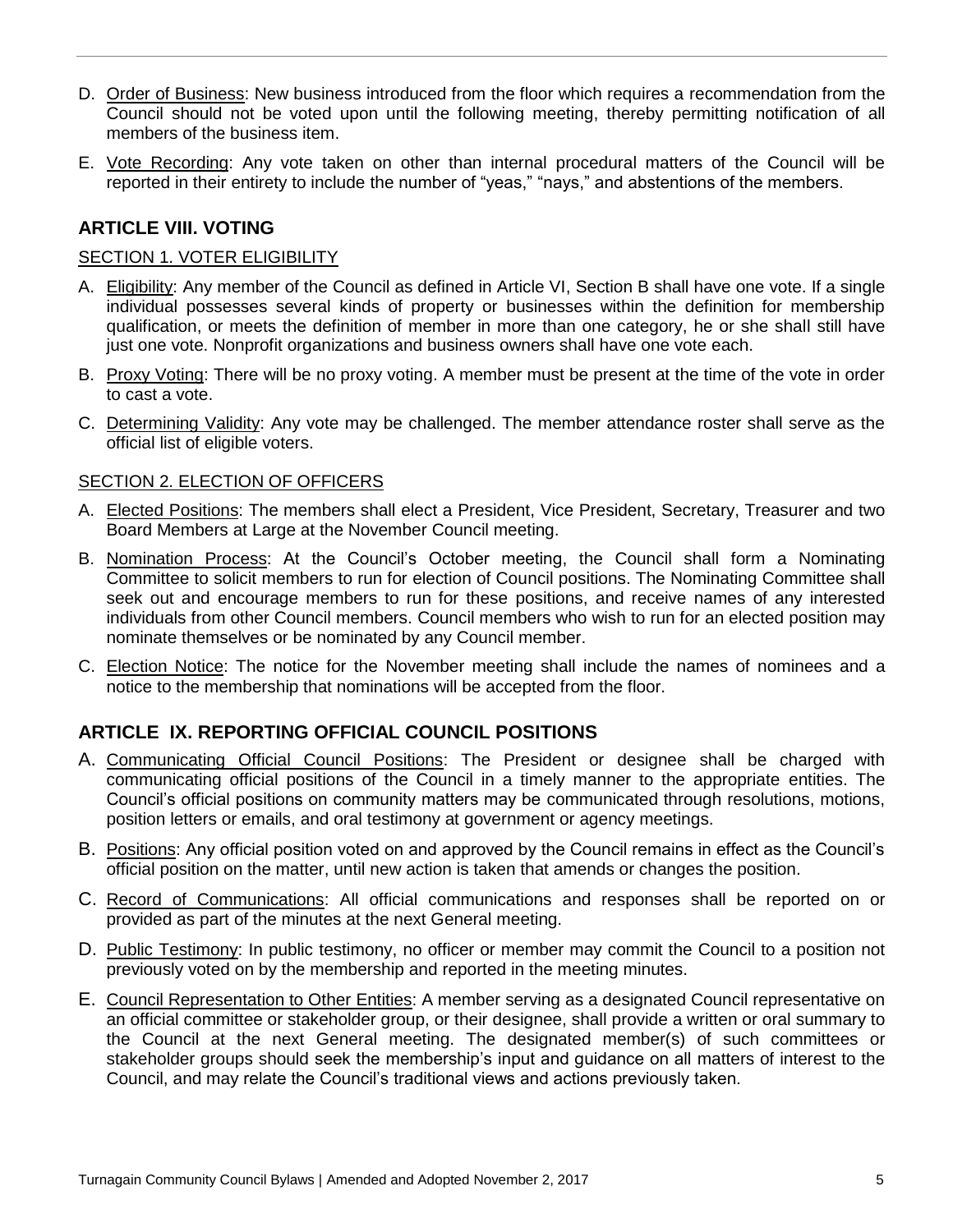D. Order of Business: New business introduced from the floor which requires a recommendation from the Council should not be voted upon until the following meeting, thereby permitting notification of all members of the business item.

E. Vote Recording: Any vote taken on other than internal procedural matters of the Council will be reported in their entirety to include the number of "yeas," "nays," and abstentions of the members.

## ARTICLE VIII. VOTING

### SECTION 1. VOTER ELIGIBILITY

A. Eligibility: Any member of the Council as defined in Article VI, Section B shall have one vote. If a single individual possesses several kinds of property or businesses within the definition for membership qualification, or meets the definition of member in more than one category, he or she shall still have just one vote. Nonprofit organizations and business owners shall have one vote each.

B. Proxy Voting: There will be no proxy voting. A member must be present at the time of the vote in order to cast a vote.

C. Determining Validity: Any vote may be challenged. The member attendance roster shall serve as the official list of eligible voters.

### SECTION 2. ELECTION OF OFFICERS

A. Elected Positions: The members shall elect a President, Vice President, Secretary, Treasurer and two Board Members at Large at the November Council meeting.

B. Nomination Process: At the Council's October meeting, the Council shall form a Nominating Committee to solicit members to run for election of Council positions. The Nominating Committee shall seek out and encourage members to run for these positions, and receive names of any interested individuals from other Council members. Council members who wish to run for an elected position may nominate themselves or be nominated by any Council member.

C. Election Notice: The notice for the November meeting shall include the names of nominees and a notice to the membership that nominations will be accepted from the floor.

## ARTICLE IX. REPORTING OFFICIAL COUNCIL POSITIONS

A. Communicating Official Council Positions: The President or designee shall be charged with communicating official positions of the Council in a timely manner to the appropriate entities. The Council's official positions on community matters may be communicated through resolutions, motions, position letters or emails, and oral testimony at government or agency meetings.

B. Positions: Any official position voted on and approved by the Council remains in effect as the Council's official position on the matter, until new action is taken that amends or changes the position.

C. Record of Communications: All official communications and responses shall be reported on or provided as part of the minutes at the next General meeting.

D. Public Testimony: In public testimony, no officer or member may commit the Council to a position not previously voted on by the membership and reported in the meeting minutes.

E. Council Representation to Other Entities: A member serving as a designated Council representative on an official committee or stakeholder group, or their designee, shall provide a written or oral summary to the Council at the next General meeting. The designated member(s) of such committees or stakeholder groups should seek the membership's input and guidance on all matters of interest to the Council, and may relate the Council's traditional views and actions previously taken.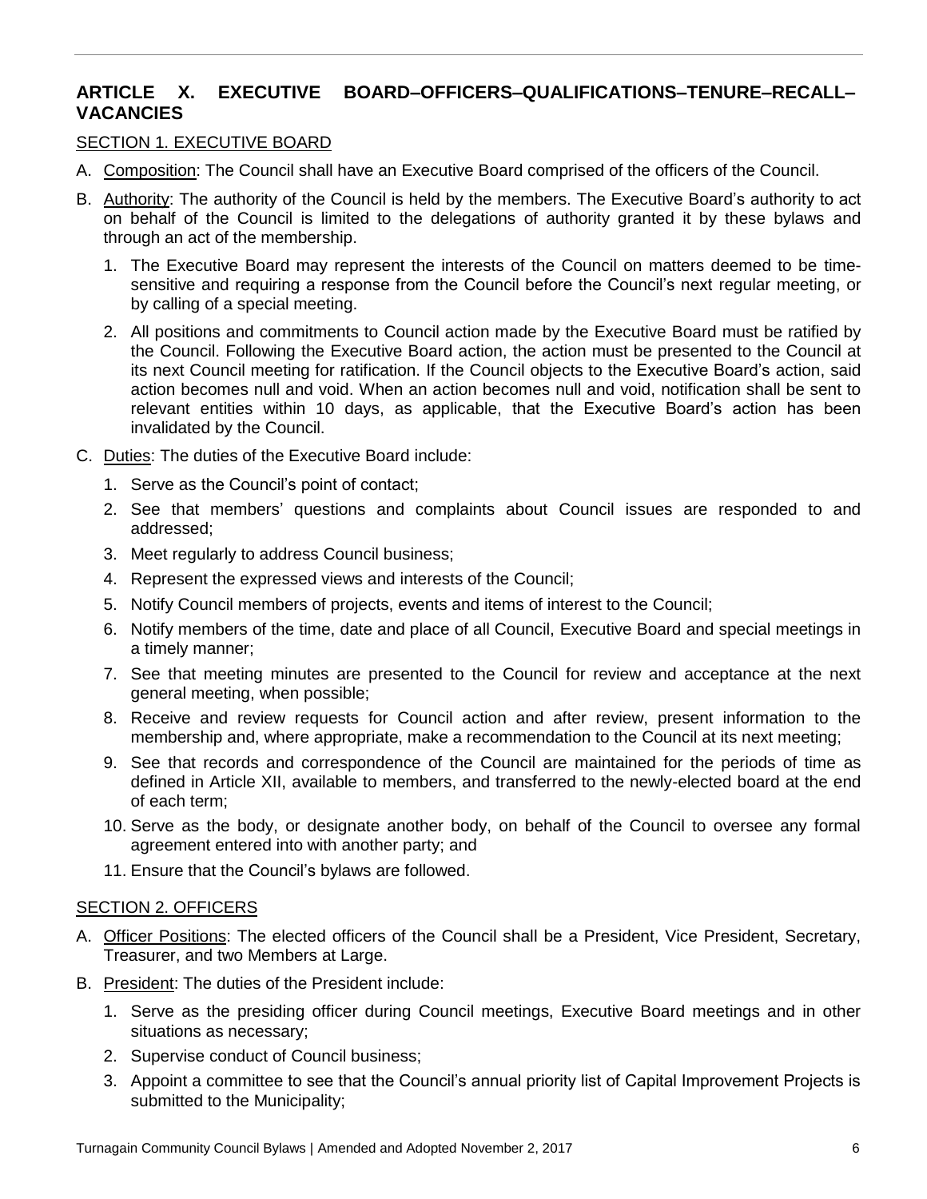## ARTICLE X. EXECUTIVE BOARD–OFFICERS–QUALIFICATIONS–TENURE–RECALL–VACANCIES

### SECTION 1. EXECUTIVE BOARD

A. Composition: The Council shall have an Executive Board comprised of the officers of the Council.

B. Authority: The authority of the Council is held by the members. The Executive Board's authority to act on behalf of the Council is limited to the delegations of authority granted it by these bylaws and through an act of the membership.

   1. The Executive Board may represent the interests of the Council on matters deemed to be time-sensitive and requiring a response from the Council before the Council's next regular meeting, or by calling of a special meeting.
   2. All positions and commitments to Council action made by the Executive Board must be ratified by the Council. Following the Executive Board action, the action must be presented to the Council at its next Council meeting for ratification. If the Council objects to the Executive Board's action, said action becomes null and void. When an action becomes null and void, notification shall be sent to relevant entities within 10 days, as applicable, that the Executive Board's action has been invalidated by the Council.

C. Duties: The duties of the Executive Board include:

   1. Serve as the Council's point of contact;
   2. See that members' questions and complaints about Council issues are responded to and addressed;
   3. Meet regularly to address Council business;
   4. Represent the expressed views and interests of the Council;
   5. Notify Council members of projects, events and items of interest to the Council;
   6. Notify members of the time, date and place of all Council, Executive Board and special meetings in a timely manner;
   7. See that meeting minutes are presented to the Council for review and acceptance at the next general meeting, when possible;
   8. Receive and review requests for Council action and after review, present information to the membership and, where appropriate, make a recommendation to the Council at its next meeting;
   9. See that records and correspondence of the Council are maintained for the periods of time as defined in Article XII, available to members, and transferred to the newly-elected board at the end of each term;
   10. Serve as the body, or designate another body, on behalf of the Council to oversee any formal agreement entered into with another party; and
   11. Ensure that the Council's bylaws are followed.

### SECTION 2. OFFICERS

A. Officer Positions: The elected officers of the Council shall be a President, Vice President, Secretary, Treasurer, and two Members at Large.

B. President: The duties of the President include:

   1. Serve as the presiding officer during Council meetings, Executive Board meetings and in other situations as necessary;
   2. Supervise conduct of Council business;
   3. Appoint a committee to see that the Council's annual priority list of Capital Improvement Projects is submitted to the Municipality;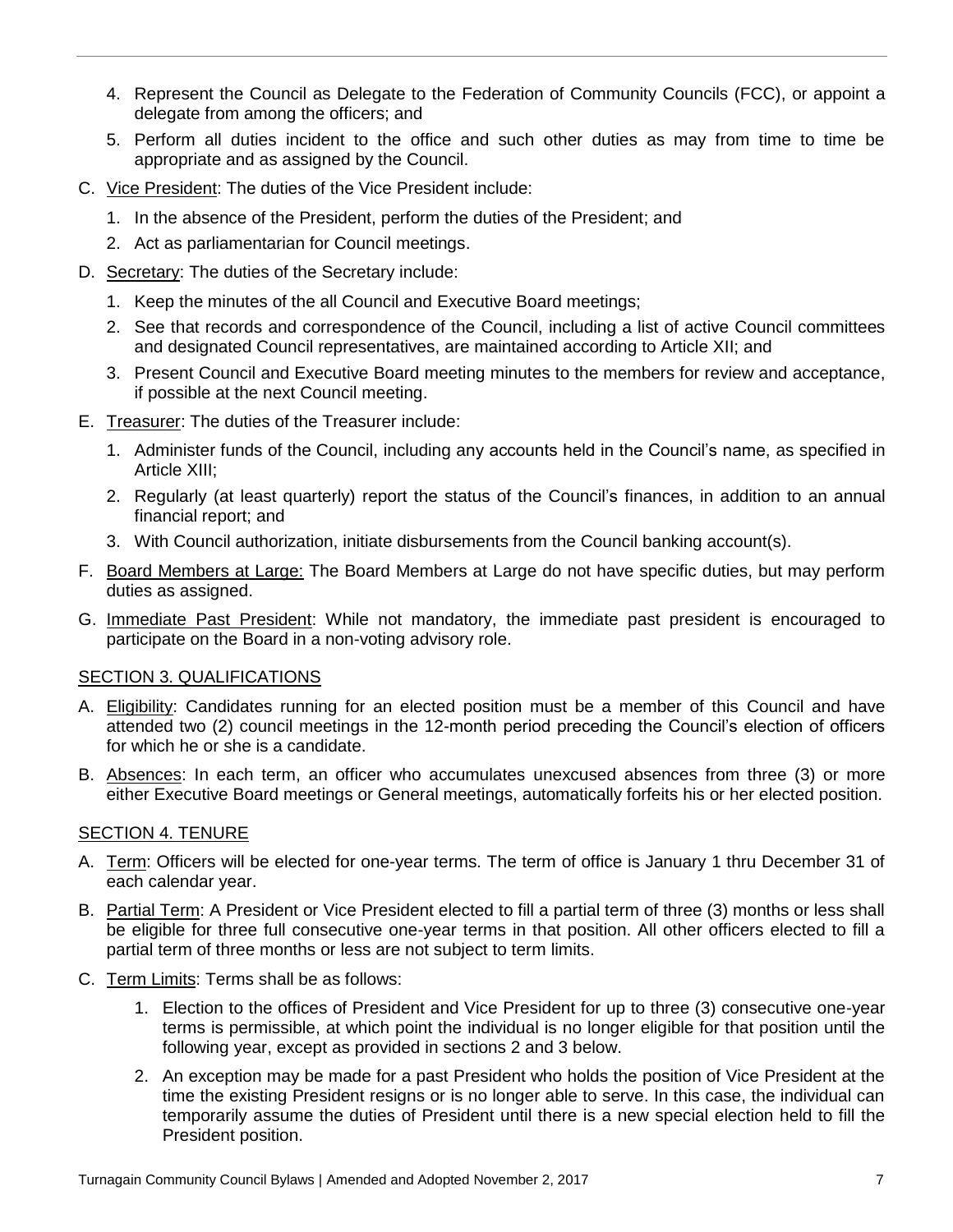4. Represent the Council as Delegate to the Federation of Community Councils (FCC), or appoint a delegate from among the officers; and
5. Perform all duties incident to the office and such other duties as may from time to time be appropriate and as assigned by the Council.

C. Vice President: The duties of the Vice President include:
   1. In the absence of the President, perform the duties of the President; and
   2. Act as parliamentarian for Council meetings.

D. Secretary: The duties of the Secretary include:
   1. Keep the minutes of the all Council and Executive Board meetings;
   2. See that records and correspondence of the Council, including a list of active Council committees and designated Council representatives, are maintained according to Article XII; and
   3. Present Council and Executive Board meeting minutes to the members for review and acceptance, if possible at the next Council meeting.

E. Treasurer: The duties of the Treasurer include:
   1. Administer funds of the Council, including any accounts held in the Council's name, as specified in Article XIII;
   2. Regularly (at least quarterly) report the status of the Council's finances, in addition to an annual financial report; and
   3. With Council authorization, initiate disbursements from the Council banking account(s).

F. Board Members at Large: The Board Members at Large do not have specific duties, but may perform duties as assigned.

G. Immediate Past President: While not mandatory, the immediate past president is encouraged to participate on the Board in a non-voting advisory role.

## SECTION 3. QUALIFICATIONS

A. Eligibility: Candidates running for an elected position must be a member of this Council and have attended two (2) council meetings in the 12-month period preceding the Council's election of officers for which he or she is a candidate.

B. Absences: In each term, an officer who accumulates unexcused absences from three (3) or more either Executive Board meetings or General meetings, automatically forfeits his or her elected position.

## SECTION 4. TENURE

A. Term: Officers will be elected for one-year terms. The term of office is January 1 thru December 31 of each calendar year.

B. Partial Term: A President or Vice President elected to fill a partial term of three (3) months or less shall be eligible for three full consecutive one-year terms in that position. All other officers elected to fill a partial term of three months or less are not subject to term limits.

C. Term Limits: Terms shall be as follows:
   1. Election to the offices of President and Vice President for up to three (3) consecutive one-year terms is permissible, at which point the individual is no longer eligible for that position until the following year, except as provided in sections 2 and 3 below.
   2. An exception may be made for a past President who holds the position of Vice President at the time the existing President resigns or is no longer able to serve. In this case, the individual can temporarily assume the duties of President until there is a new special election held to fill the President position.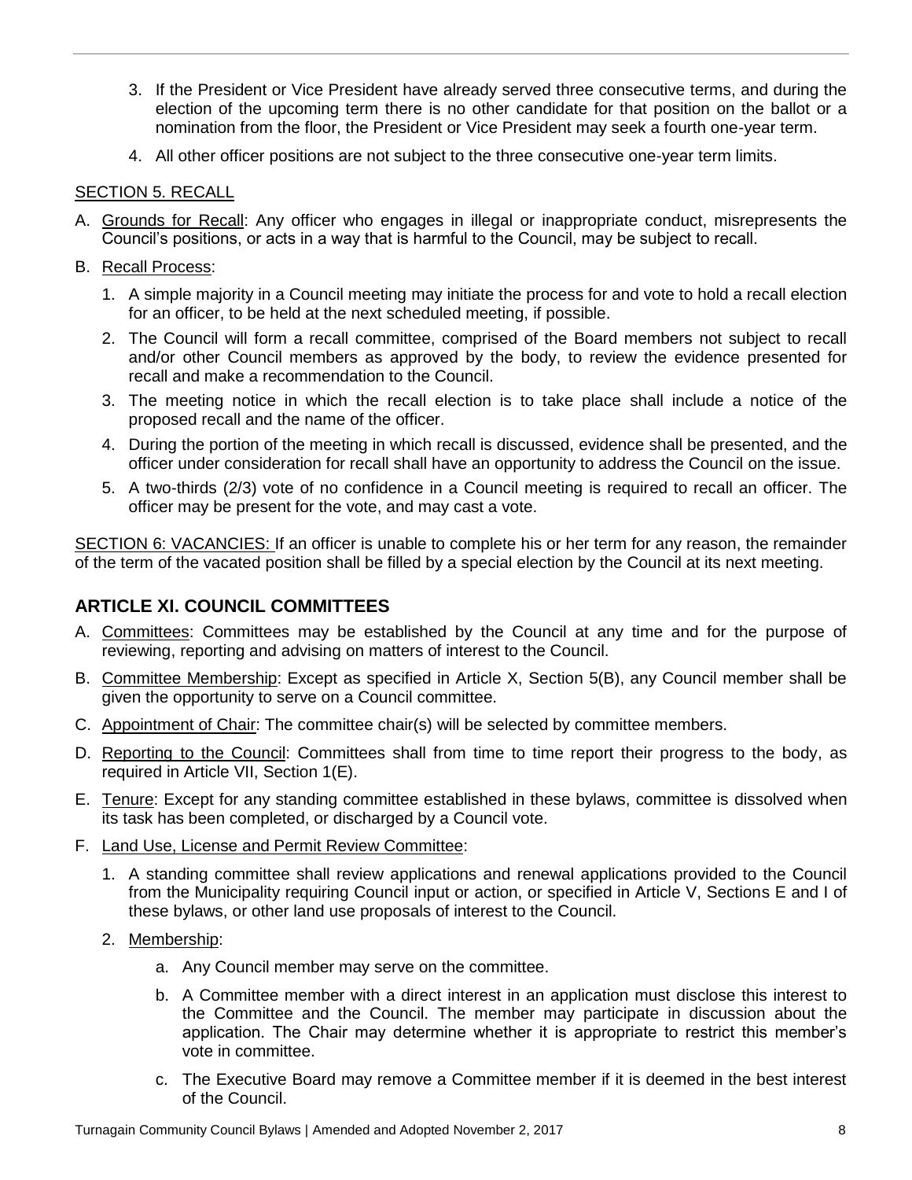3. If the President or Vice President have already served three consecutive terms, and during the election of the upcoming term there is no other candidate for that position on the ballot or a nomination from the floor, the President or Vice President may seek a fourth one-year term.
4. All other officer positions are not subject to the three consecutive one-year term limits.

SECTION 5. RECALL

A. Grounds for Recall: Any officer who engages in illegal or inappropriate conduct, misrepresents the Council's positions, or acts in a way that is harmful to the Council, may be subject to recall.

B. Recall Process:

1. A simple majority in a Council meeting may initiate the process for and vote to hold a recall election for an officer, to be held at the next scheduled meeting, if possible.
2. The Council will form a recall committee, comprised of the Board members not subject to recall and/or other Council members as approved by the body, to review the evidence presented for recall and make a recommendation to the Council.
3. The meeting notice in which the recall election is to take place shall include a notice of the proposed recall and the name of the officer.
4. During the portion of the meeting in which recall is discussed, evidence shall be presented, and the officer under consideration for recall shall have an opportunity to address the Council on the issue.
5. A two-thirds (2/3) vote of no confidence in a Council meeting is required to recall an officer. The officer may be present for the vote, and may cast a vote.

SECTION 6: VACANCIES: If an officer is unable to complete his or her term for any reason, the remainder of the term of the vacated position shall be filled by a special election by the Council at its next meeting.

## ARTICLE XI. COUNCIL COMMITTEES

A. Committees: Committees may be established by the Council at any time and for the purpose of reviewing, reporting and advising on matters of interest to the Council.

B. Committee Membership: Except as specified in Article X, Section 5(B), any Council member shall be given the opportunity to serve on a Council committee.

C. Appointment of Chair: The committee chair(s) will be selected by committee members.

D. Reporting to the Council: Committees shall from time to time report their progress to the body, as required in Article VII, Section 1(E).

E. Tenure: Except for any standing committee established in these bylaws, committee is dissolved when its task has been completed, or discharged by a Council vote.

F. Land Use, License and Permit Review Committee:

1. A standing committee shall review applications and renewal applications provided to the Council from the Municipality requiring Council input or action, or specified in Article V, Sections E and I of these bylaws, or other land use proposals of interest to the Council.
2. Membership:
   a. Any Council member may serve on the committee.
   b. A Committee member with a direct interest in an application must disclose this interest to the Committee and the Council. The member may participate in discussion about the application. The Chair may determine whether it is appropriate to restrict this member's vote in committee.
   c. The Executive Board may remove a Committee member if it is deemed in the best interest of the Council.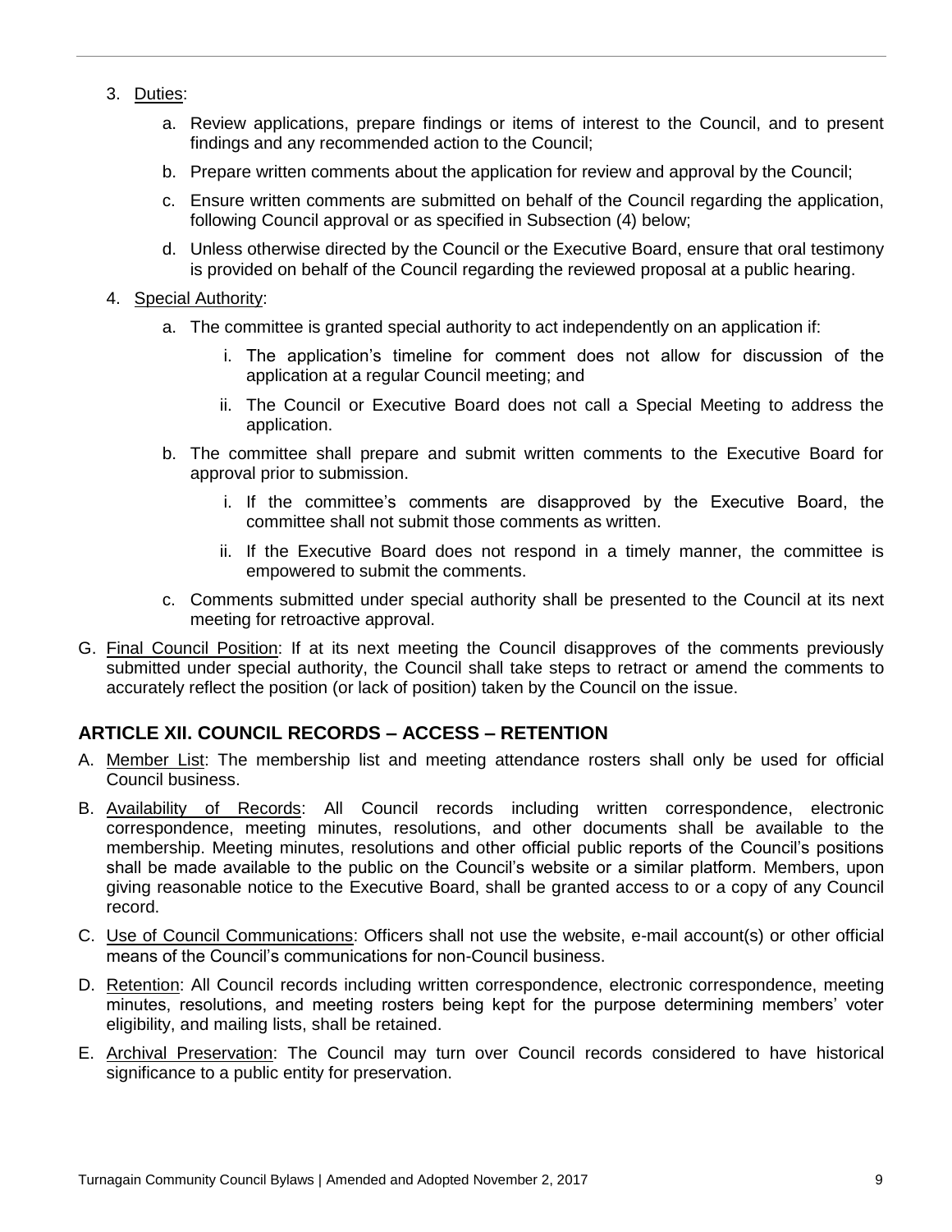3. Duties:

    a. Review applications, prepare findings or items of interest to the Council, and to present findings and any recommended action to the Council;

    b. Prepare written comments about the application for review and approval by the Council;

    c. Ensure written comments are submitted on behalf of the Council regarding the application, following Council approval or as specified in Subsection (4) below;

    d. Unless otherwise directed by the Council or the Executive Board, ensure that oral testimony is provided on behalf of the Council regarding the reviewed proposal at a public hearing.

4. Special Authority:

    a. The committee is granted special authority to act independently on an application if:

        i. The application's timeline for comment does not allow for discussion of the application at a regular Council meeting; and

        ii. The Council or Executive Board does not call a Special Meeting to address the application.

    b. The committee shall prepare and submit written comments to the Executive Board for approval prior to submission.

        i. If the committee's comments are disapproved by the Executive Board, the committee shall not submit those comments as written.

        ii. If the Executive Board does not respond in a timely manner, the committee is empowered to submit the comments.

    c. Comments submitted under special authority shall be presented to the Council at its next meeting for retroactive approval.

G. Final Council Position: If at its next meeting the Council disapproves of the comments previously submitted under special authority, the Council shall take steps to retract or amend the comments to accurately reflect the position (or lack of position) taken by the Council on the issue.

## ARTICLE XII. COUNCIL RECORDS – ACCESS – RETENTION

A. Member List: The membership list and meeting attendance rosters shall only be used for official Council business.

B. Availability of Records: All Council records including written correspondence, electronic correspondence, meeting minutes, resolutions, and other documents shall be available to the membership. Meeting minutes, resolutions and other official public reports of the Council's positions shall be made available to the public on the Council's website or a similar platform. Members, upon giving reasonable notice to the Executive Board, shall be granted access to or a copy of any Council record.

C. Use of Council Communications: Officers shall not use the website, e-mail account(s) or other official means of the Council's communications for non-Council business.

D. Retention: All Council records including written correspondence, electronic correspondence, meeting minutes, resolutions, and meeting rosters being kept for the purpose determining members' voter eligibility, and mailing lists, shall be retained.

E. Archival Preservation: The Council may turn over Council records considered to have historical significance to a public entity for preservation.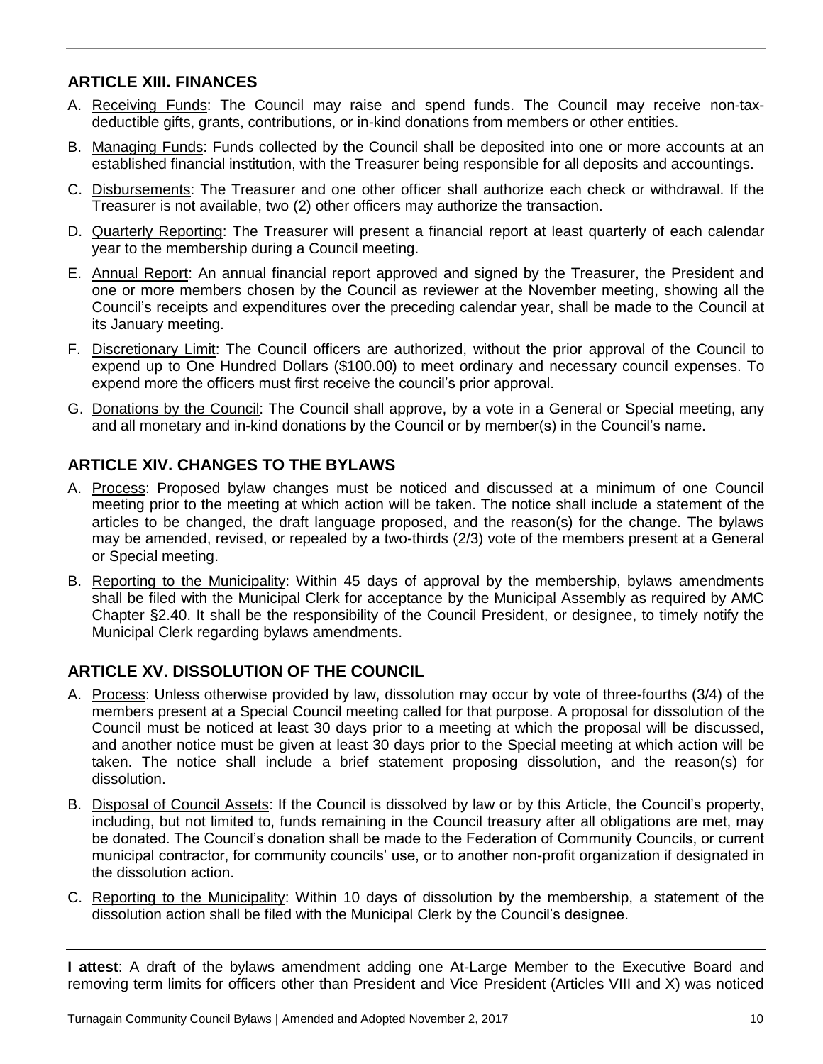## ARTICLE XIII. FINANCES

A. <u>Receiving Funds</u>: The Council may raise and spend funds. The Council may receive non-tax-deductible gifts, grants, contributions, or in-kind donations from members or other entities.

B. <u>Managing Funds</u>: Funds collected by the Council shall be deposited into one or more accounts at an established financial institution, with the Treasurer being responsible for all deposits and accountings.

C. <u>Disbursements</u>: The Treasurer and one other officer shall authorize each check or withdrawal. If the Treasurer is not available, two (2) other officers may authorize the transaction.

D. <u>Quarterly Reporting</u>: The Treasurer will present a financial report at least quarterly of each calendar year to the membership during a Council meeting.

E. <u>Annual Report</u>: An annual financial report approved and signed by the Treasurer, the President and one or more members chosen by the Council as reviewer at the November meeting, showing all the Council's receipts and expenditures over the preceding calendar year, shall be made to the Council at its January meeting.

F. <u>Discretionary Limit</u>: The Council officers are authorized, without the prior approval of the Council to expend up to One Hundred Dollars ($100.00) to meet ordinary and necessary council expenses. To expend more the officers must first receive the council's prior approval.

G. <u>Donations by the Council</u>: The Council shall approve, by a vote in a General or Special meeting, any and all monetary and in-kind donations by the Council or by member(s) in the Council's name.

## ARTICLE XIV. CHANGES TO THE BYLAWS

A. <u>Process</u>: Proposed bylaw changes must be noticed and discussed at a minimum of one Council meeting prior to the meeting at which action will be taken. The notice shall include a statement of the articles to be changed, the draft language proposed, and the reason(s) for the change. The bylaws may be amended, revised, or repealed by a two-thirds (2/3) vote of the members present at a General or Special meeting.

B. <u>Reporting to the Municipality</u>: Within 45 days of approval by the membership, bylaws amendments shall be filed with the Municipal Clerk for acceptance by the Municipal Assembly as required by AMC Chapter §2.40. It shall be the responsibility of the Council President, or designee, to timely notify the Municipal Clerk regarding bylaws amendments.

## ARTICLE XV. DISSOLUTION OF THE COUNCIL

A. <u>Process</u>: Unless otherwise provided by law, dissolution may occur by vote of three-fourths (3/4) of the members present at a Special Council meeting called for that purpose. A proposal for dissolution of the Council must be noticed at least 30 days prior to a meeting at which the proposal will be discussed, and another notice must be given at least 30 days prior to the Special meeting at which action will be taken. The notice shall include a brief statement proposing dissolution, and the reason(s) for dissolution.

B. <u>Disposal of Council Assets</u>: If the Council is dissolved by law or by this Article, the Council's property, including, but not limited to, funds remaining in the Council treasury after all obligations are met, may be donated. The Council's donation shall be made to the Federation of Community Councils, or current municipal contractor, for community councils' use, or to another non-profit organization if designated in the dissolution action.

C. <u>Reporting to the Municipality</u>: Within 10 days of dissolution by the membership, a statement of the dissolution action shall be filed with the Municipal Clerk by the Council's designee.

---

**I attest**: A draft of the bylaws amendment adding one At-Large Member to the Executive Board and removing term limits for officers other than President and Vice President (Articles VIII and X) was noticed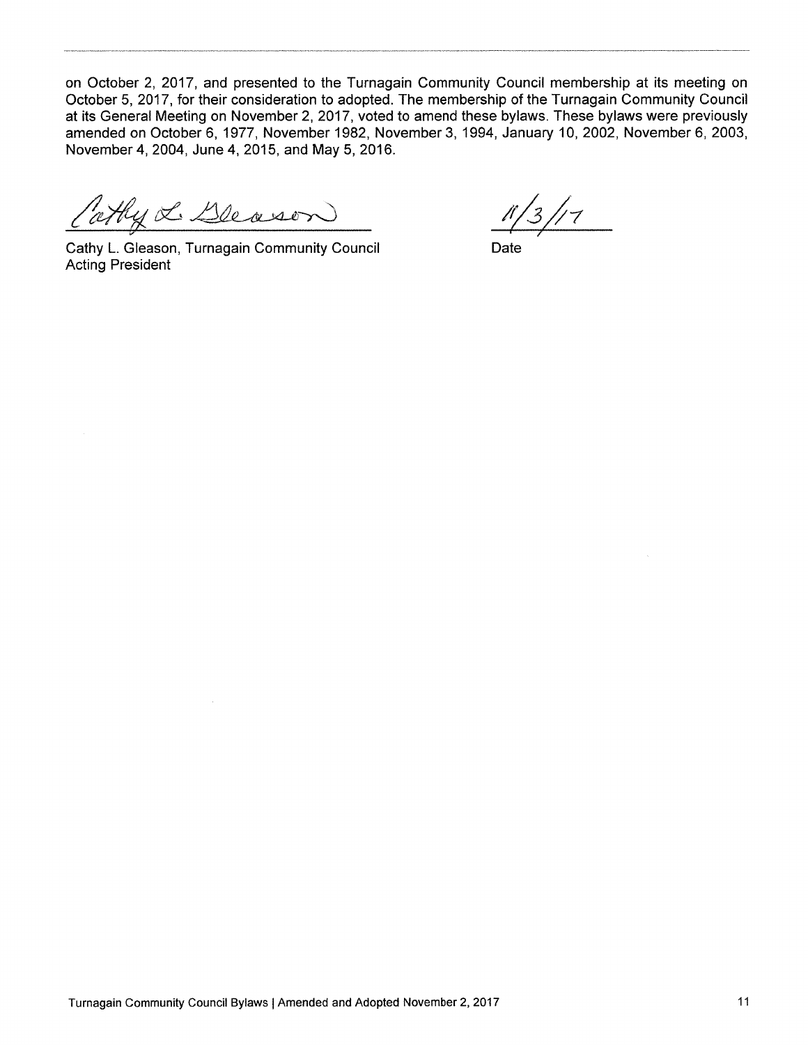on October 2, 2017, and presented to the Turnagain Community Council membership at its meeting on October 5, 2017, for their consideration to adopted. The membership of the Turnagain Community Council at its General Meeting on November 2, 2017, voted to amend these bylaws. These bylaws were previously amended on October 6, 1977, November 1982, November 3, 1994, January 10, 2002, November 6, 2003, November 4, 2004, June 4, 2015, and May 5, 2016.

Cathy L. Gleason

Cathy L. Gleason, Turnagain Community Council
Acting President

11/3/17

Date